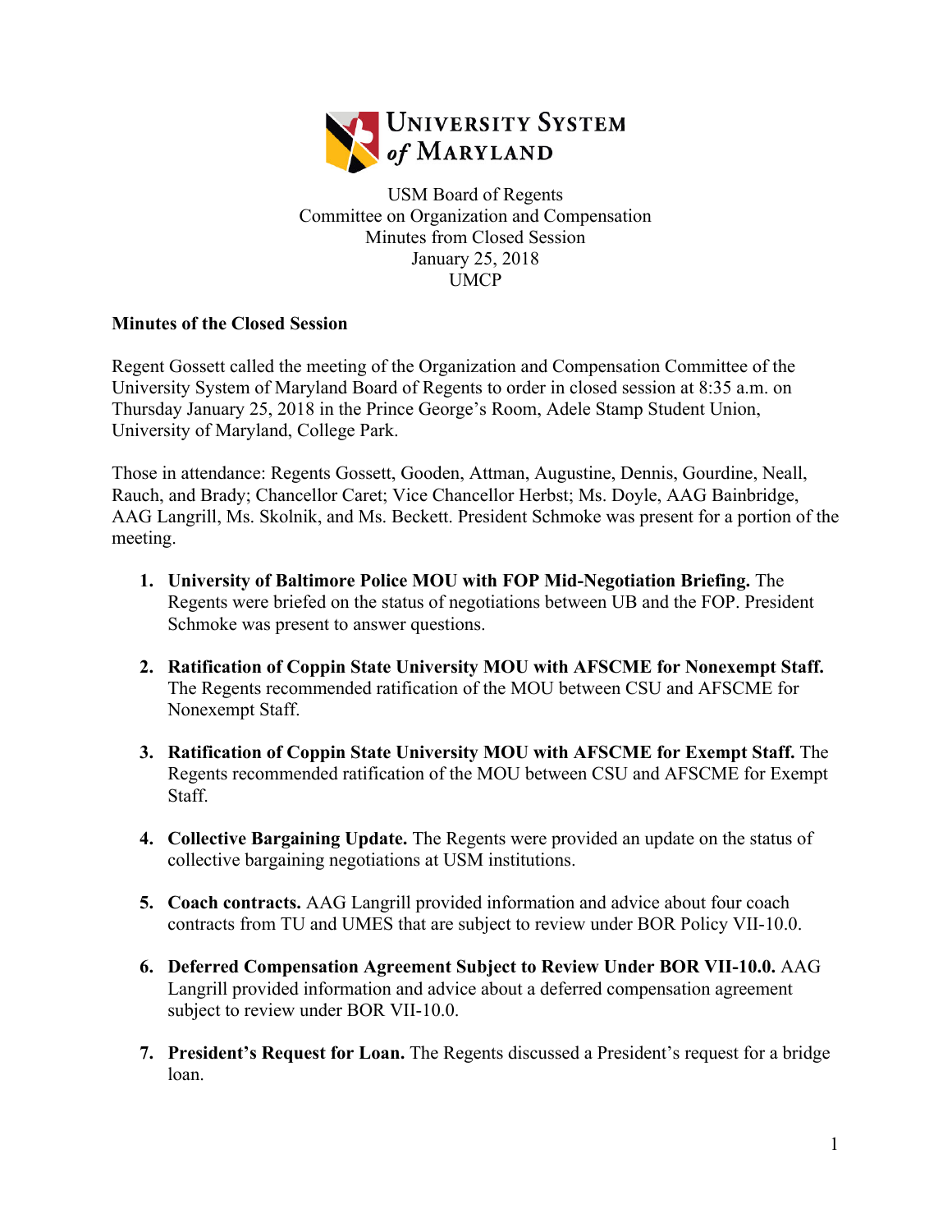University System of Maryland

USM Board of Regents
Committee on Organization and Compensation
Minutes from Closed Session
January 25, 2018
UMCP

**Minutes of the Closed Session**

Regent Gossett called the meeting of the Organization and Compensation Committee of the University System of Maryland Board of Regents to order in closed session at 8:35 a.m. on Thursday January 25, 2018 in the Prince George's Room, Adele Stamp Student Union, University of Maryland, College Park.

Those in attendance: Regents Gossett, Gooden, Attman, Augustine, Dennis, Gourdine, Neall, Rauch, and Brady; Chancellor Caret; Vice Chancellor Herbst; Ms. Doyle, AAG Bainbridge, AAG Langrill, Ms. Skolnik, and Ms. Beckett. President Schmoke was present for a portion of the meeting.

1. **University of Baltimore Police MOU with FOP Mid-Negotiation Briefing.** The Regents were briefed on the status of negotiations between UB and the FOP. President Schmoke was present to answer questions.

2. **Ratification of Coppin State University MOU with AFSCME for Nonexempt Staff.** The Regents recommended ratification of the MOU between CSU and AFSCME for Nonexempt Staff.

3. **Ratification of Coppin State University MOU with AFSCME for Exempt Staff.** The Regents recommended ratification of the MOU between CSU and AFSCME for Exempt Staff.

4. **Collective Bargaining Update.** The Regents were provided an update on the status of collective bargaining negotiations at USM institutions.

5. **Coach contracts.** AAG Langrill provided information and advice about four coach contracts from TU and UMES that are subject to review under BOR Policy VII-10.0.

6. **Deferred Compensation Agreement Subject to Review Under BOR VII-10.0.** AAG Langrill provided information and advice about a deferred compensation agreement subject to review under BOR VII-10.0.

7. **President's Request for Loan.** The Regents discussed a President's request for a bridge loan.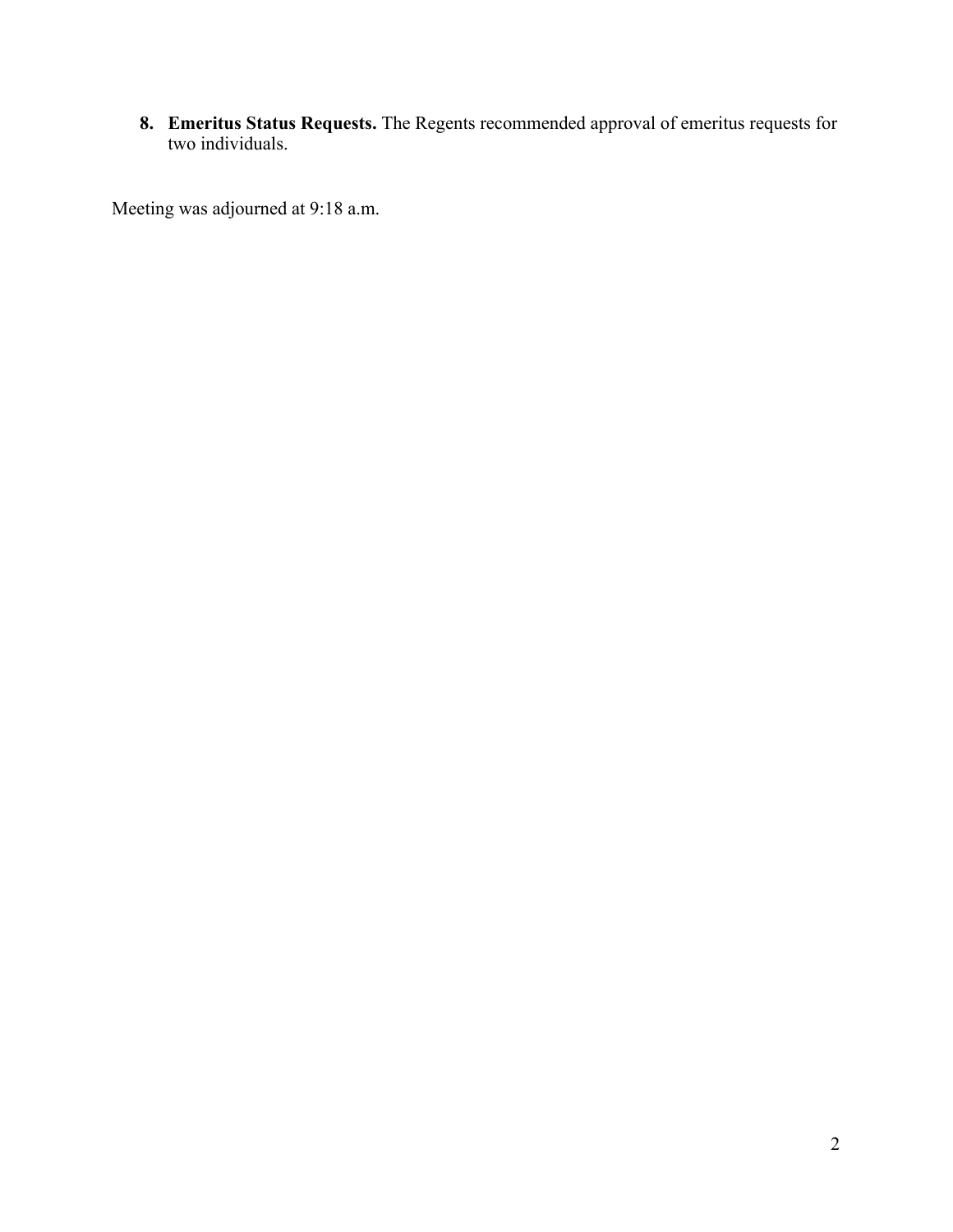8. **Emeritus Status Requests.** The Regents recommended approval of emeritus requests for two individuals.

Meeting was adjourned at 9:18 a.m.